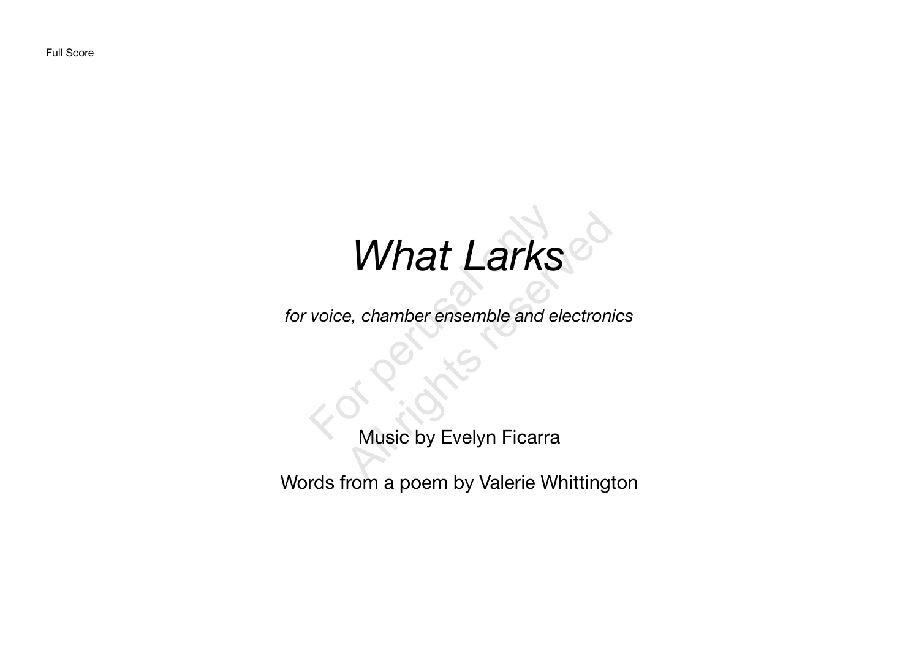Full Score

# *What Larks*

*for voice, chamber ensemble and electronics*

Music by Evelyn Ficarra

Words from a poem by Valerie Whittington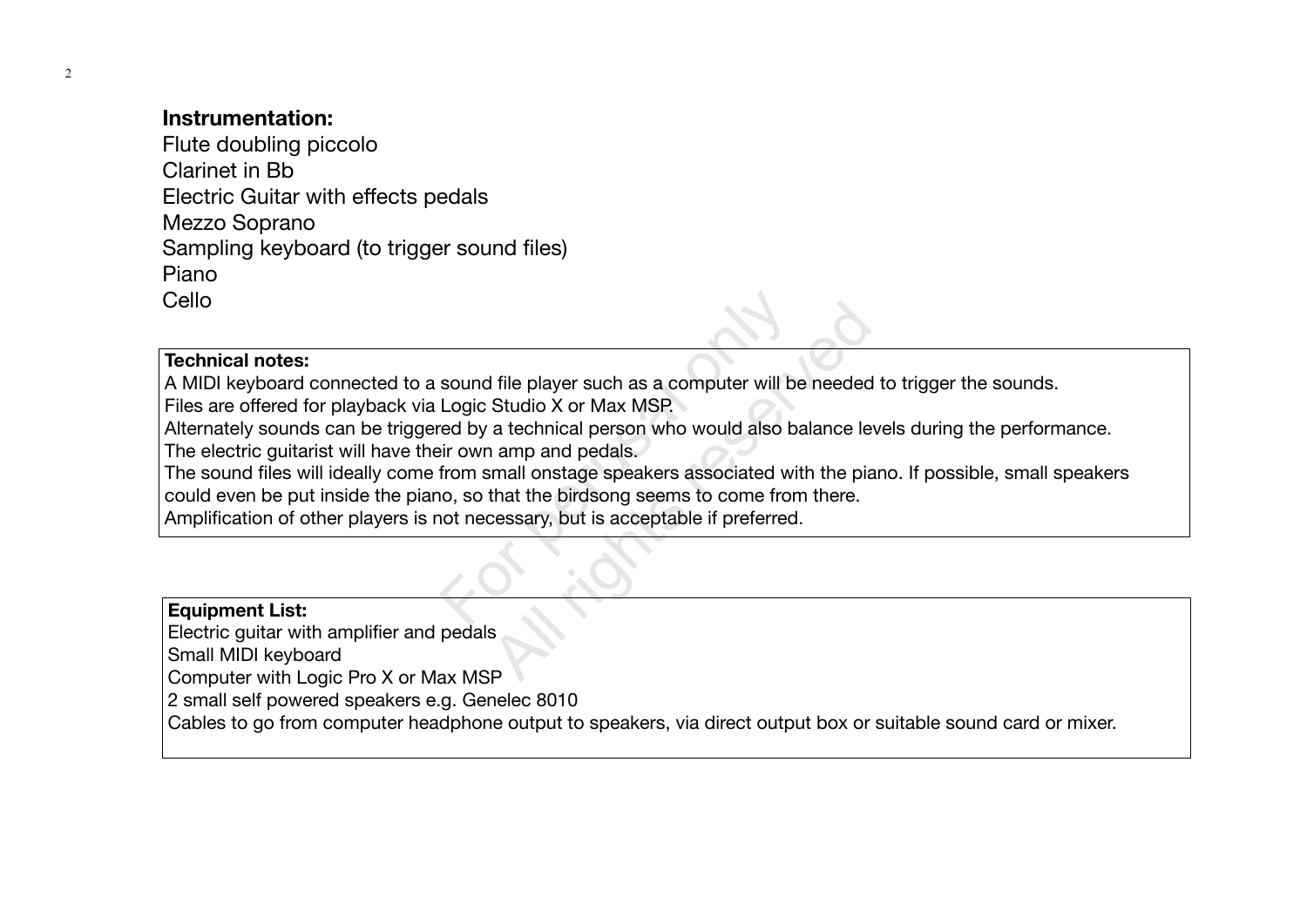**Instrumentation:**

Flute doubling piccolo
Clarinet in Bb
Electric Guitar with effects pedals
Mezzo Soprano
Sampling keyboard (to trigger sound files)
Piano
Cello

**Technical notes:**

A MIDI keyboard connected to a sound file player such as a computer will be needed to trigger the sounds.
Files are offered for playback via Logic Studio X or Max MSP.
Alternately sounds can be triggered by a technical person who would also balance levels during the performance.
The electric guitarist will have their own amp and pedals.
The sound files will ideally come from small onstage speakers associated with the piano. If possible, small speakers could even be put inside the piano, so that the birdsong seems to come from there.
Amplification of other players is not necessary, but is acceptable if preferred.

**Equipment List:**

Electric guitar with amplifier and pedals
Small MIDI keyboard
Computer with Logic Pro X or Max MSP
2 small self powered speakers e.g. Genelec 8010
Cables to go from computer headphone output to speakers, via direct output box or suitable sound card or mixer.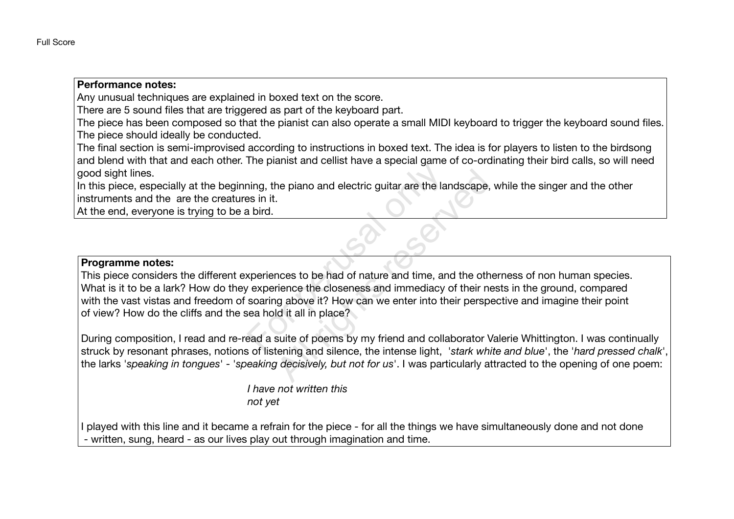Full Score

**Performance notes:**

Any unusual techniques are explained in boxed text on the score.
There are 5 sound files that are triggered as part of the keyboard part.
The piece has been composed so that the pianist can also operate a small MIDI keyboard to trigger the keyboard sound files.
The piece should ideally be conducted.
The final section is semi-improvised according to instructions in boxed text. The idea is for players to listen to the birdsong and blend with that and each other. The pianist and cellist have a special game of co-ordinating their bird calls, so will need good sight lines.
In this piece, especially at the beginning, the piano and electric guitar are the landscape, while the singer and the other instruments and the  are the creatures in it.
At the end, everyone is trying to be a bird.

**Programme notes:**

This piece considers the different experiences to be had of nature and time, and the otherness of non human species. What is it to be a lark? How do they experience the closeness and immediacy of their nests in the ground, compared with the vast vistas and freedom of soaring above it? How can we enter into their perspective and imagine their point of view? How do the cliffs and the sea hold it all in place?

During composition, I read and re-read a suite of poems by my friend and collaborator Valerie Whittington. I was continually struck by resonant phrases, notions of listening and silence, the intense light, '*stark white and blue*', the '*hard pressed chalk*', the larks '*speaking in tongues*' - '*speaking decisively, but not for us*'. I was particularly attracted to the opening of one poem:

*I have not written this*
*not yet*

I played with this line and it became a refrain for the piece - for all the things we have simultaneously done and not done - written, sung, heard - as our lives play out through imagination and time.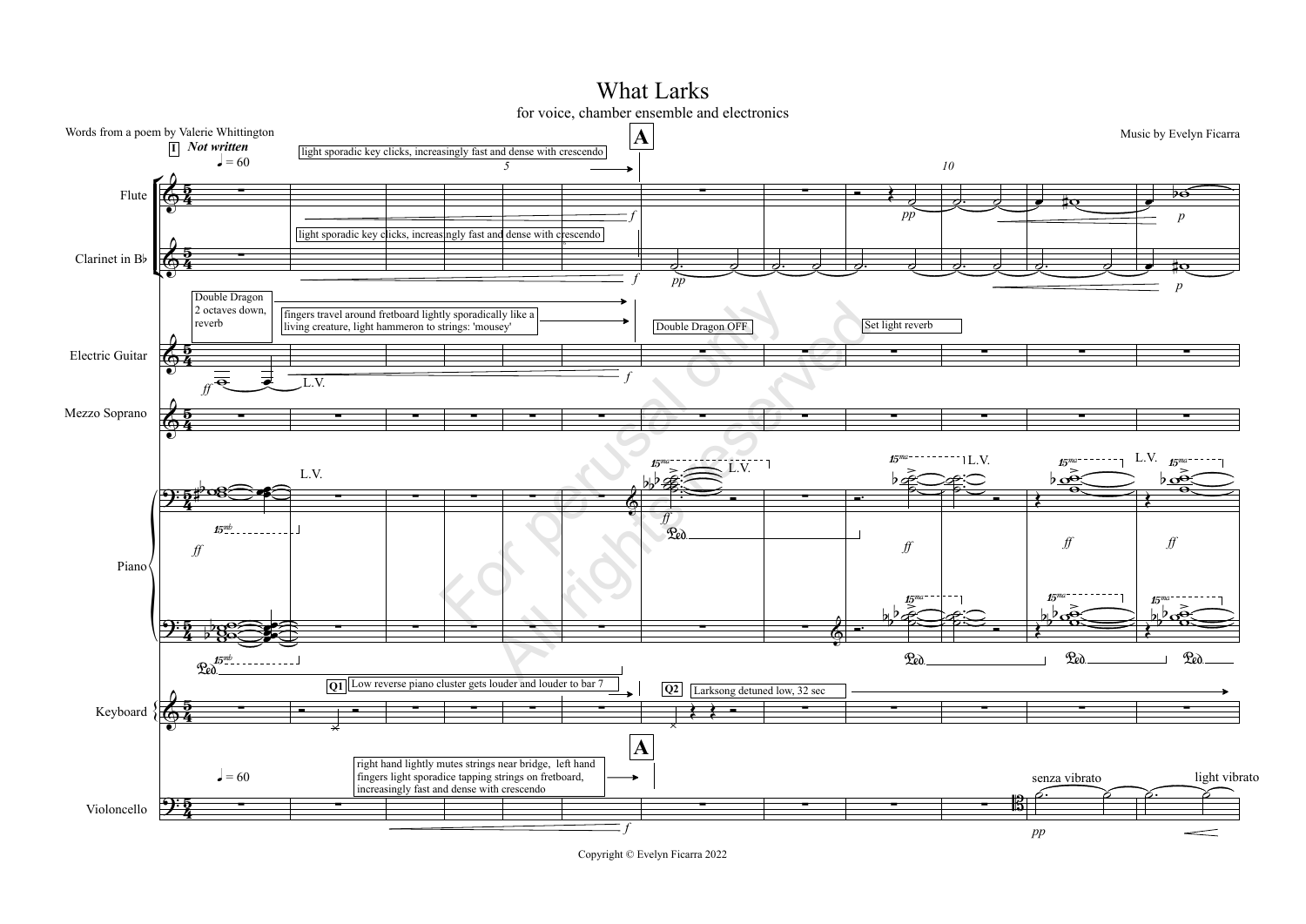# What Larks

for voice, chamber ensemble and electronics

Words from a poem by Valerie Whittington

Music by Evelyn Ficarra

**1** ***Not written***

♩ = 60

**A**

Flute: light sporadic key clicks, increasingly fast and dense with crescendo

Clarinet in B♭: light sporadic key clicks, increasingly fast and dense with crescendo

Electric Guitar: Double Dragon 2 octaves down, reverb — fingers travel around fretboard lightly sporadically like a living creature, light hammeron to strings: 'mousey' — L.V. — Double Dragon OFF — Set light reverb

Mezzo Soprano

Piano: L.V.

Keyboard: **Q1** Low reverse piano cluster gets louder and louder to bar 7 — **Q2** Larksong detuned low, 32 sec

Violoncello: ♩ = 60 — right hand lightly mutes strings near bridge, left hand fingers light sporadice tapping strings on fretboard, increasingly fast and dense with crescendo — senza vibrato — light vibrato

Copyright © Evelyn Ficarra 2022

For perusal only
All rights reserved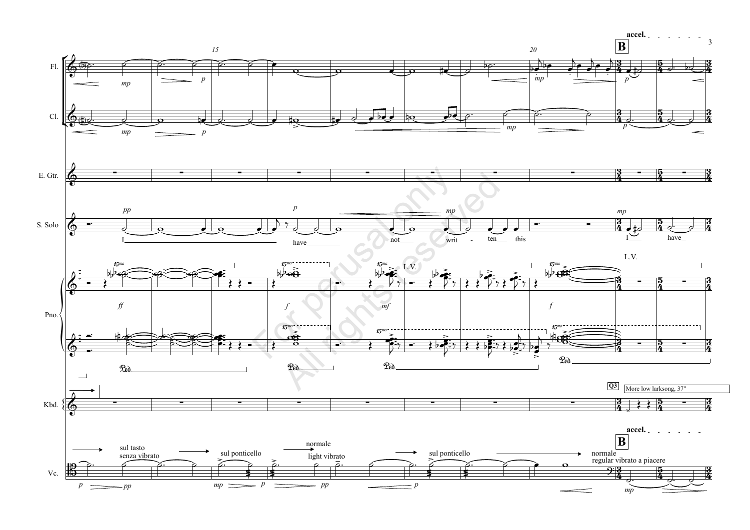**B** accel.

Fl.

Cl.

E. Gtr.

S. Solo

I have not writ - ten this I have

Pno.

L.V.

Kbd.

**Q3** More low larksong, 37"

Vc.

sul tasto
senza vibrato

sul ponticello

normale
light vibrato

sul ponticello

normale
regular vibrato a piacere

**B** accel.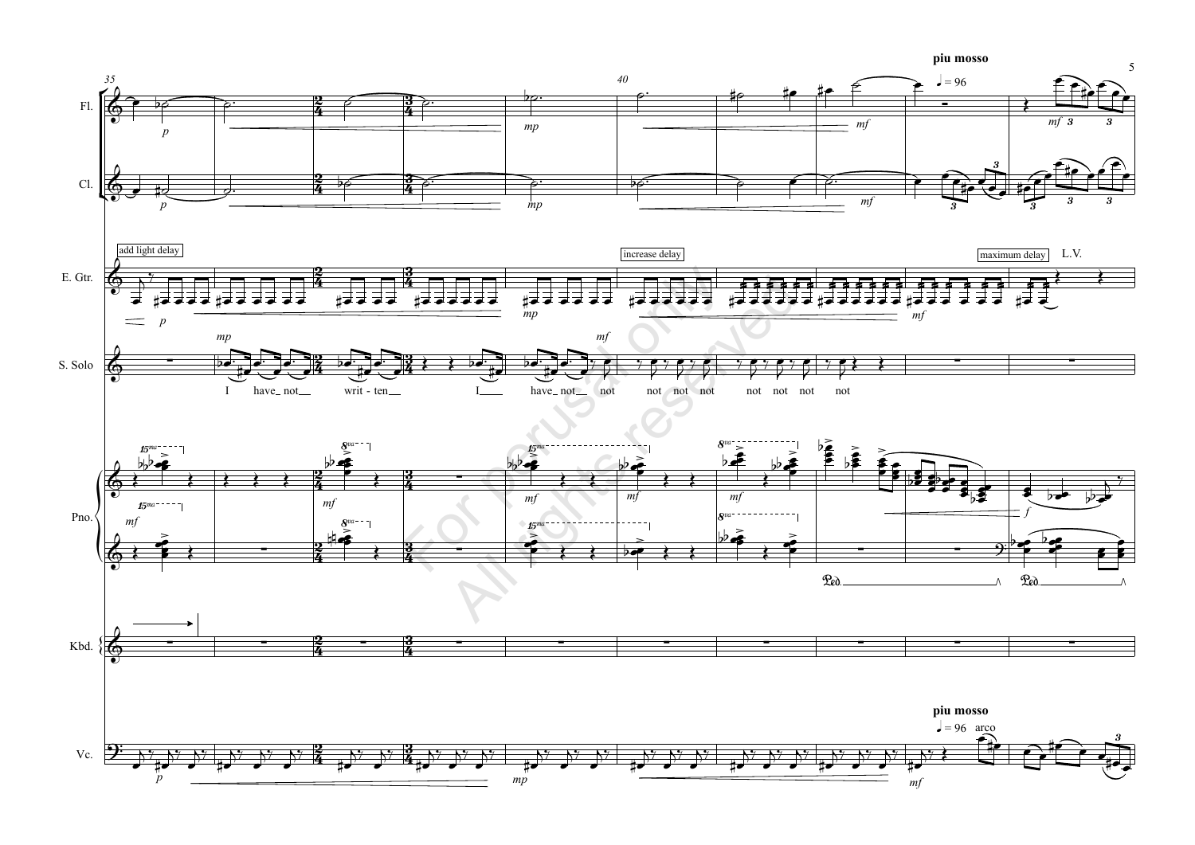piu mosso

♩ = 96

Fl.

Cl.

E. Gtr.

add light delay

increase delay

maximum delay

L.V.

S. Solo

I have_ not__ writ - ten__ I___ have_ not__ not not not not not not not not

Pno.

Kbd.

Vc.

arco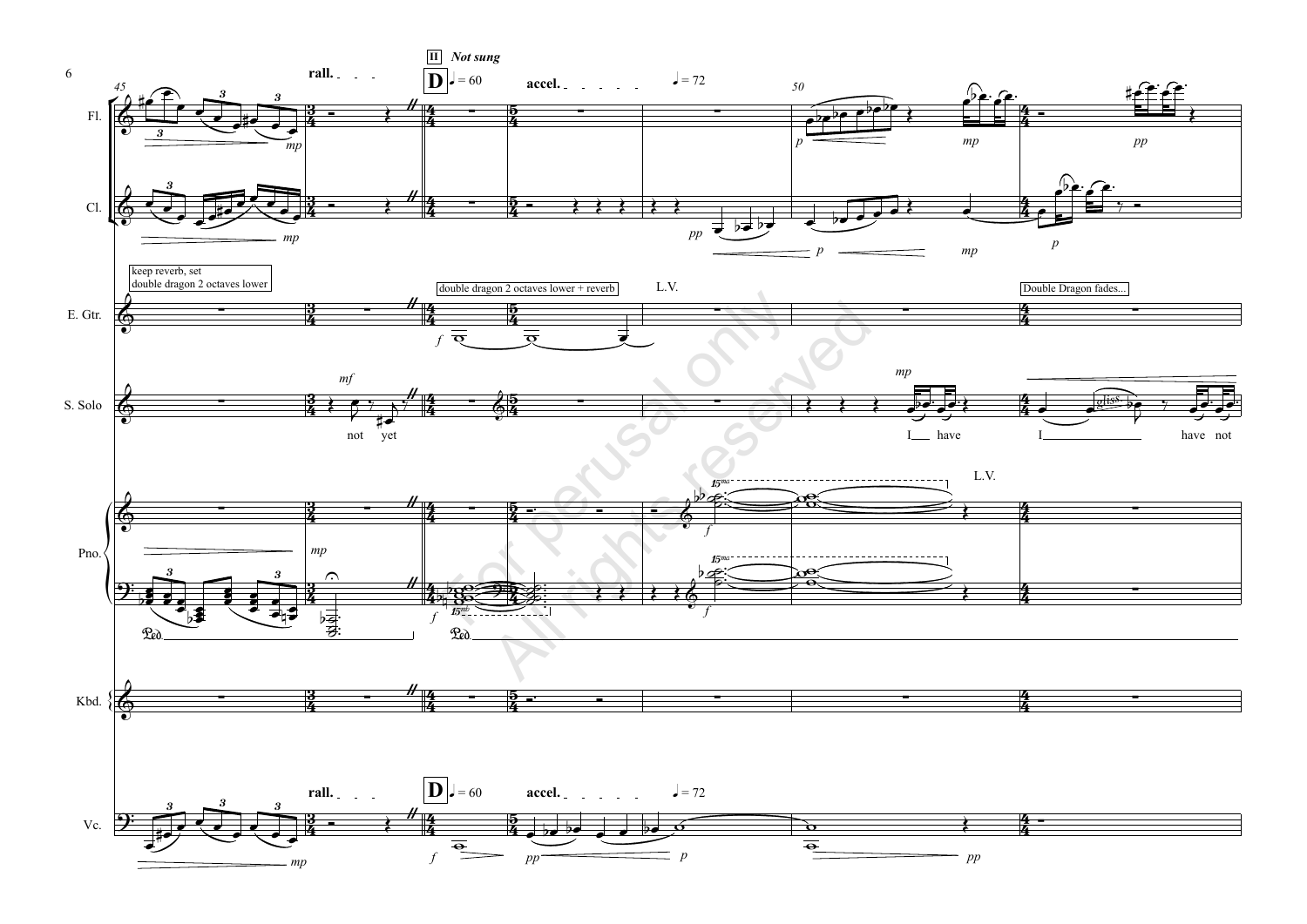II *Not sung*

**D** ♩ = 60 **accel.** ♩ = 72

rall.

Fl.

Cl.

E. Gtr.

keep reverb, set double dragon 2 octaves lower

double dragon 2 octaves lower + reverb

L.V.

Double Dragon fades...

S. Solo

not yet

I have

I have not

Pno.

L.V.

Kbd.

Vc.

For perusal only
All rights reserved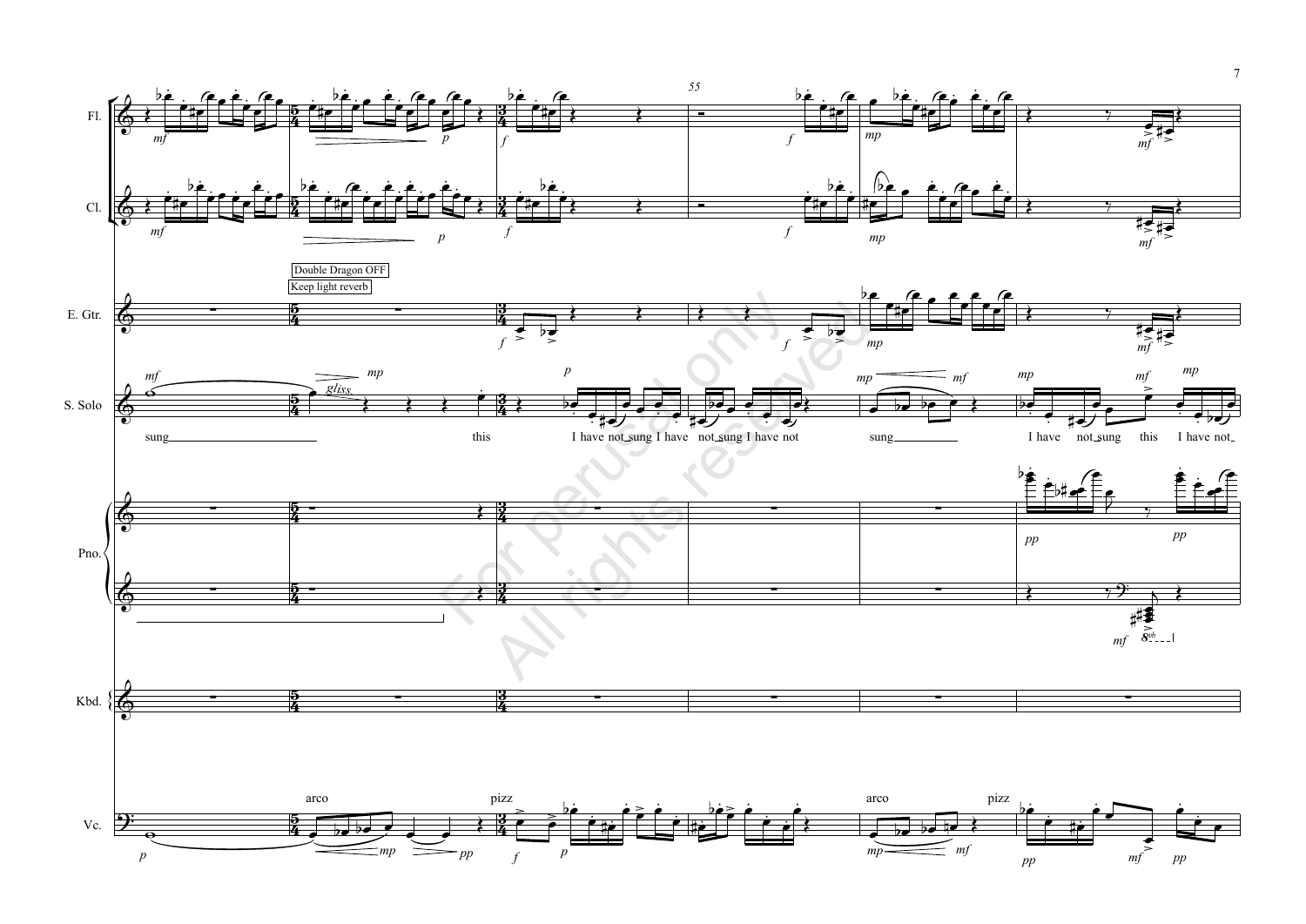Fl.

Cl.

E. Gtr.

Double Dragon OFF

Keep light reverb

S. Solo

sung this I have not sung I have not sung I have not sung I have not sung this I have not

Pno.

Kbd.

Vc.

arco pizz arco pizz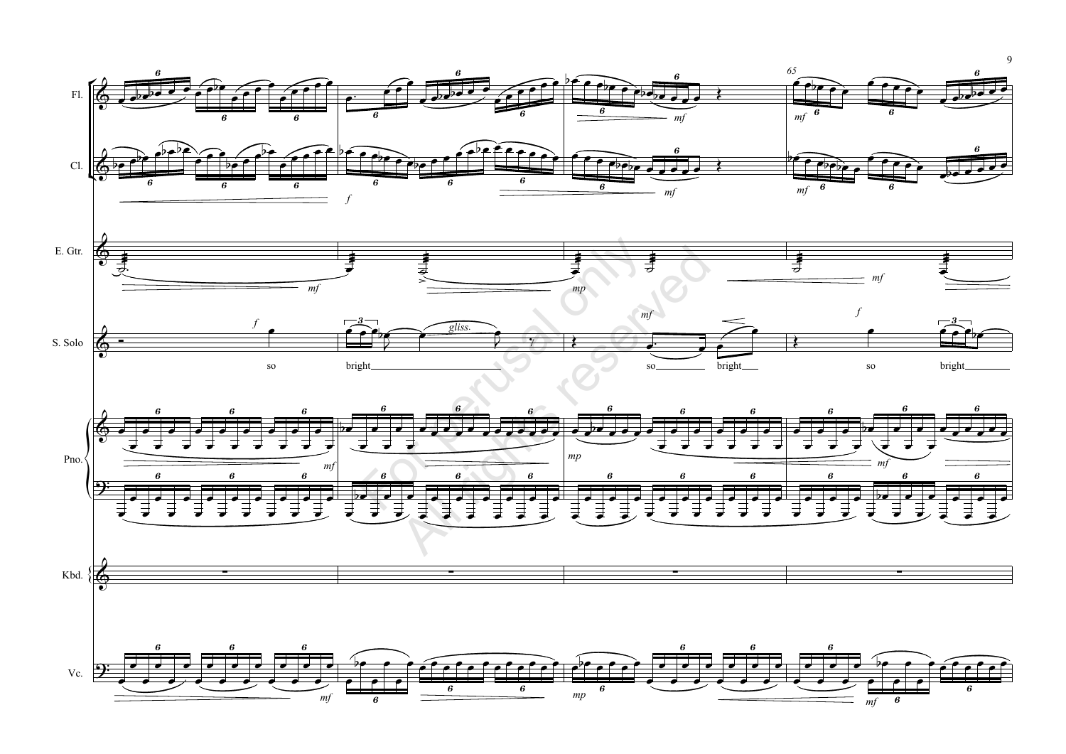Fl.

Cl.

E. Gtr.

S. Solo

so bright so bright so bright

Pno.

Kbd.

Vc.

For perusal only
All rights reserved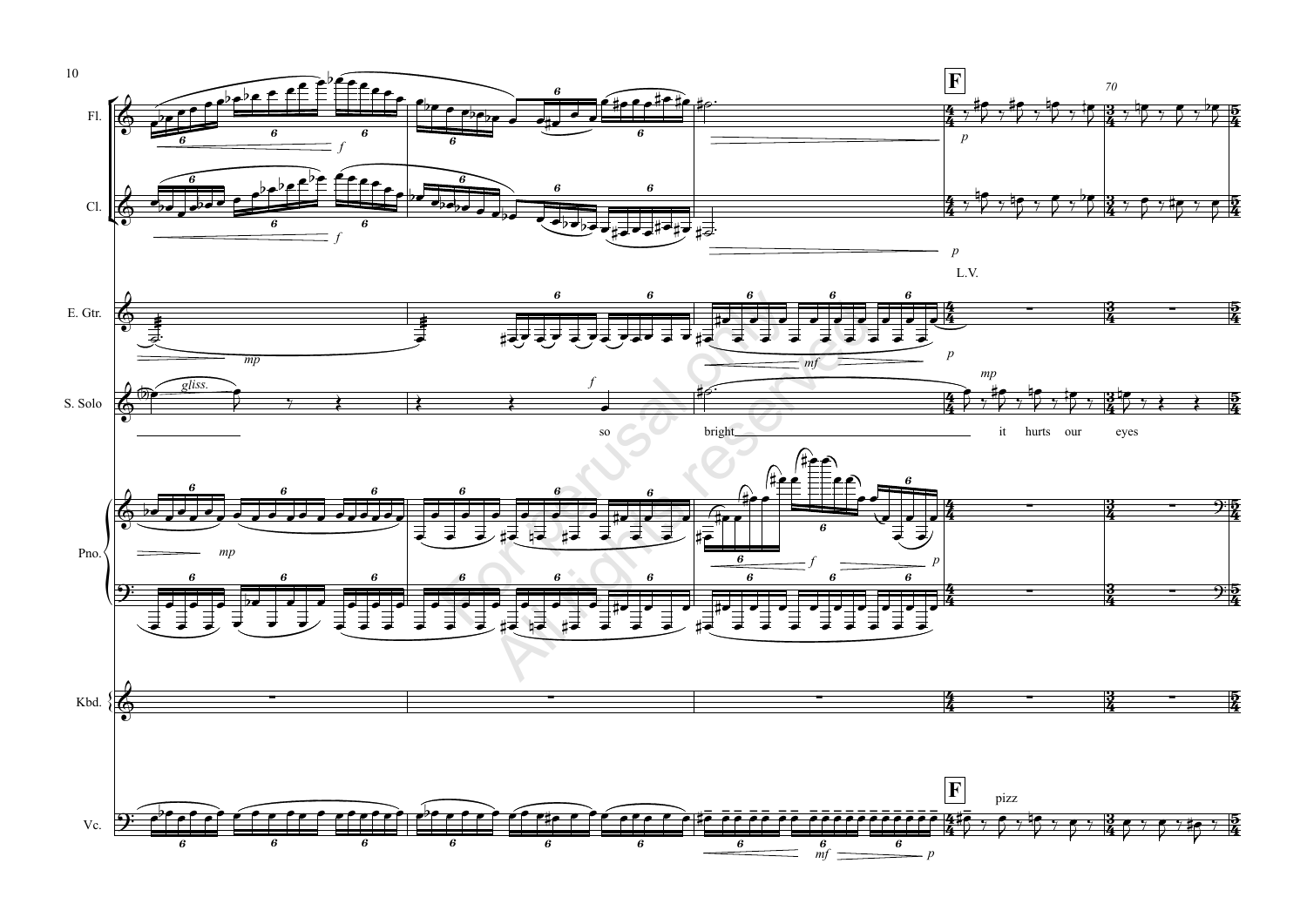F

70

Fl.

Cl.

E. Gtr.

L.V.

S. Solo

*gliss.*

so bright it hurts our eyes

Pno.

Kbd.

Vc.

pizz

For perusal only
All rights reserved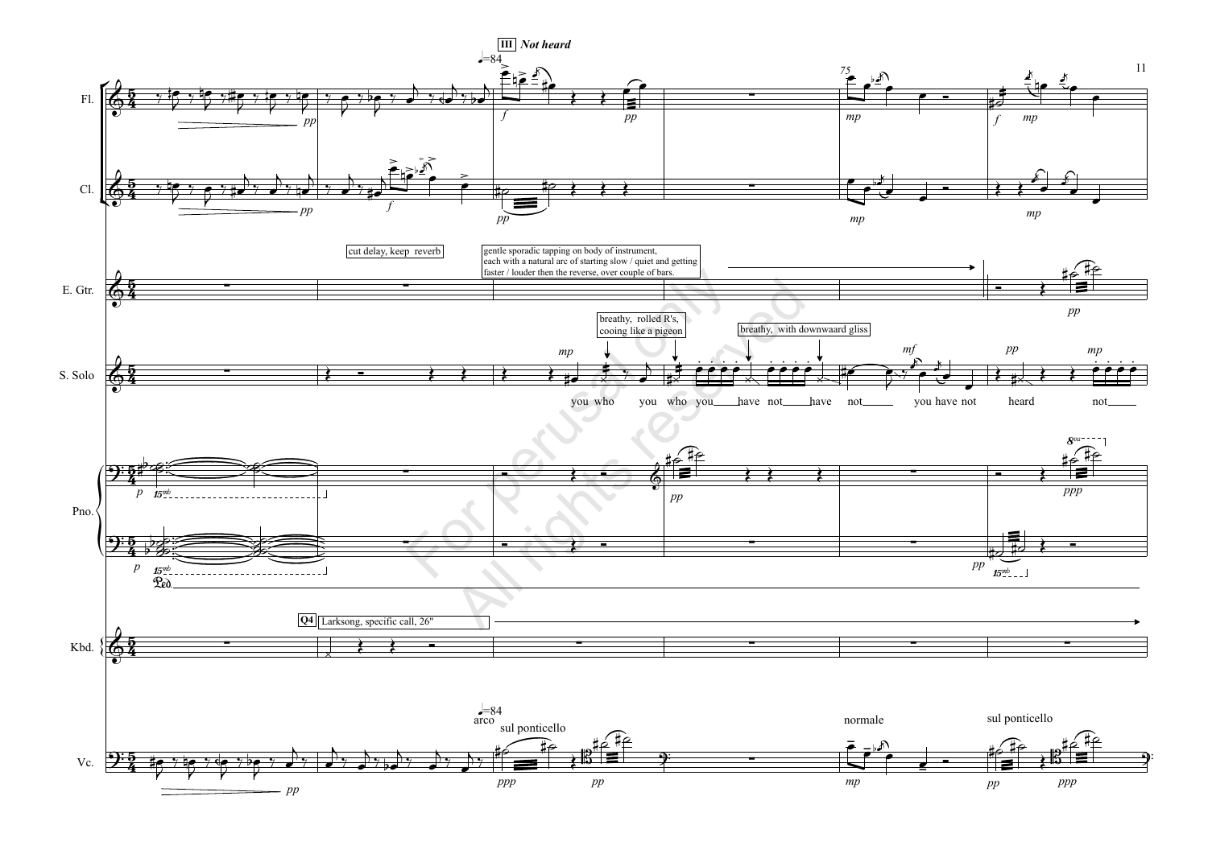## III *Not heard*

♩=84

Fl.

Cl.

E. Gtr.

- cut delay, keep reverb
- gentle sporadic tapping on body of instrument, each with a natural arc of starting slow / quiet and getting faster / louder then the reverse, over couple of bars.

S. Solo

- breathy, rolled R's, cooing like a pigeon
- breathy, with downwaard gliss

you who you who you have not have not you have not heard not

Pno.

Kbd.

- Q4 Larksong, specific call, 26"

Vc.

♩=84 arco

sul ponticello

normale

sul ponticello

For perusal only
All rights reserved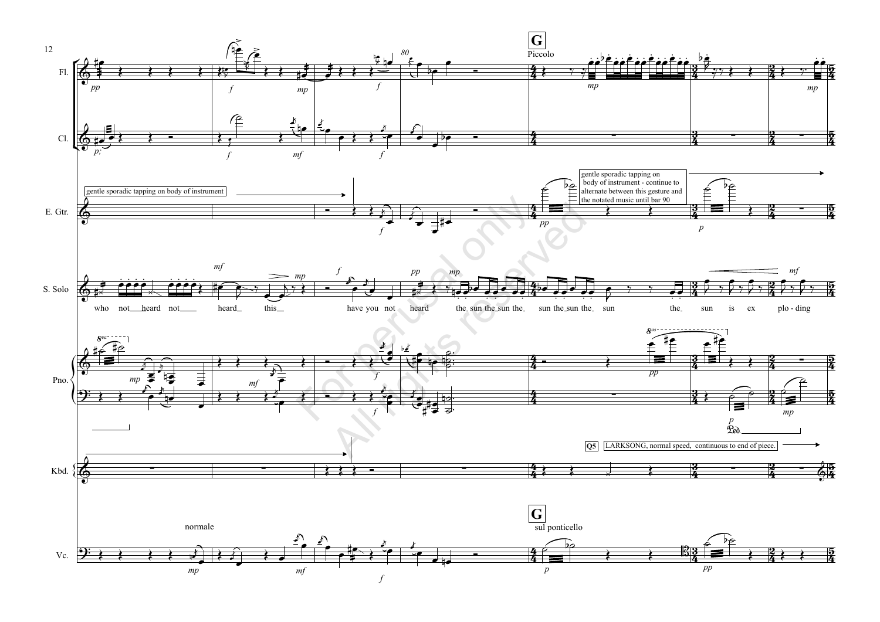**G**

Piccolo

gentle sporadic tapping on body of instrument

gentle sporadic tapping on body of instrument - continue to alternate between this gesture and the notated music until bar 90

who not heard not heard this have you not heard the sun the sun the sun the sun the sun the sun is ex plo - ding

Q5 LARKSONG, normal speed, continuous to end of piece.

normale

**G**

sul ponticello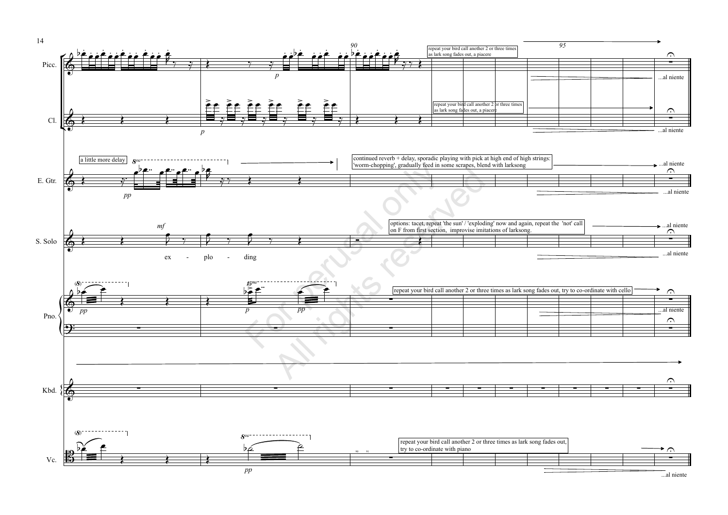**Picc.** — *p* — repeat your bird call another 2 or three times as lark song fades out, a piacere — ...al niente

**Cl.** — *p* — repeat your bird call another 2 or three times as lark song fades out, a piacere — ...al niente

**E. Gtr.** — a little more delay — *pp* — continued reverb + delay, sporadic playing with pick at high end of high strings: 'worm-chopping', gradually feed in some scrapes, blend with larksong — ...al niente — ...al niente

**S. Solo** — *mf* — ex - plo - ding — options: tacet, repeat 'the sun' / 'exploding' now and again, repeat the 'not' call on F from first section, improvise imitations of larksong. — ...al niente — ...al niente

**Pno.** — *pp* — *p* — *pp* — repeat your bird call another 2 or three times as lark song fades out, try to co-ordinate with cello — ...al niente

**Kbd.**

**Vc.** — *pp* — repeat your bird call another 2 or three times as lark song fades out, try to co-ordinate with piano — ...al niente

90

95

For perusal only
All rights reserved